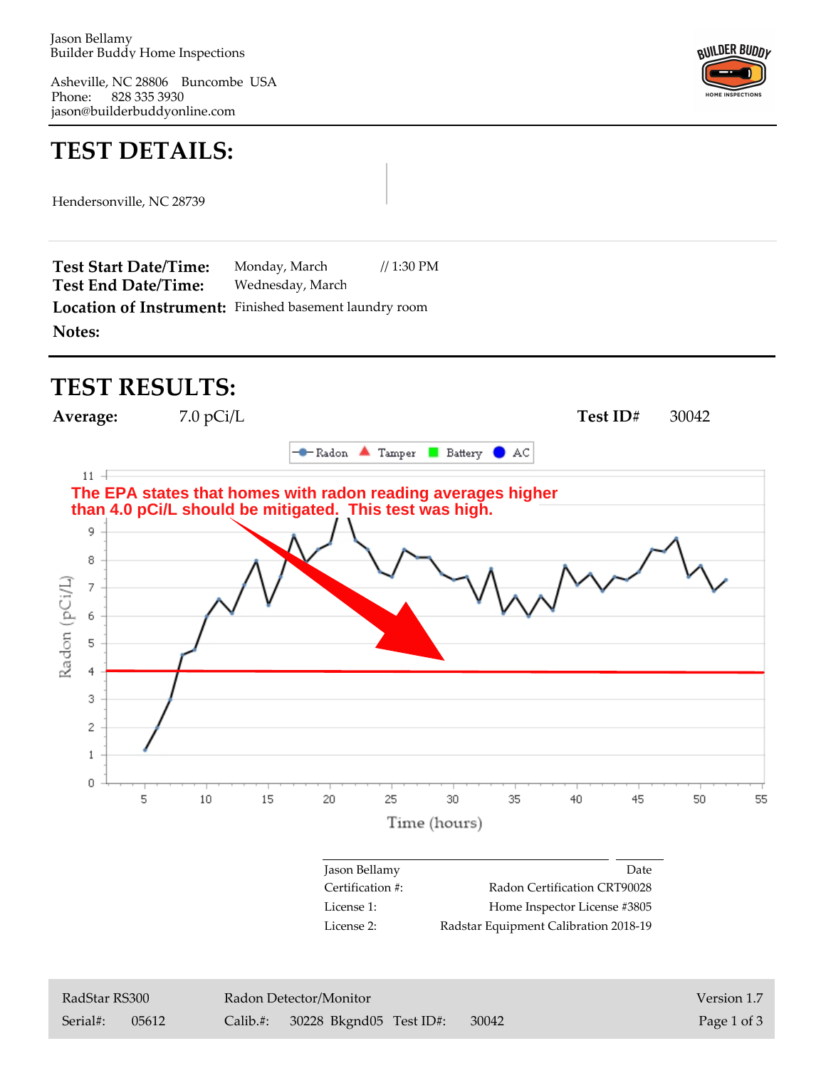Jason Bellamy
Builder Buddy Home Inspections

Asheville, NC 28806 Buncombe USA
Phone: 828 335 3930
jason@builderbuddyonline.com

# TEST DETAILS:

Hendersonville, NC 28739

**Test Start Date/Time:** Monday, March // 1:30 PM
**Test End Date/Time:** Wednesday, March
**Location of Instrument:** Finished basement laundry room
**Notes:**

# TEST RESULTS:

**Average:** 7.0 pCi/L **Test ID#** 30042

The EPA states that homes with radon reading averages higher than 4.0 pCi/L should be mitigated. This test was high.

| | |
|---|---|
| Jason Bellamy | Date |
| Certification #: | Radon Certification CRT90028 |
| License 1: | Home Inspector License #3805 |
| License 2: | Radstar Equipment Calibration 2018-19 |

RadStar RS300 Radon Detector/Monitor Version 1.7
Serial#: 05612 Calib.#: 30228 Bkgnd05 Test ID#: 30042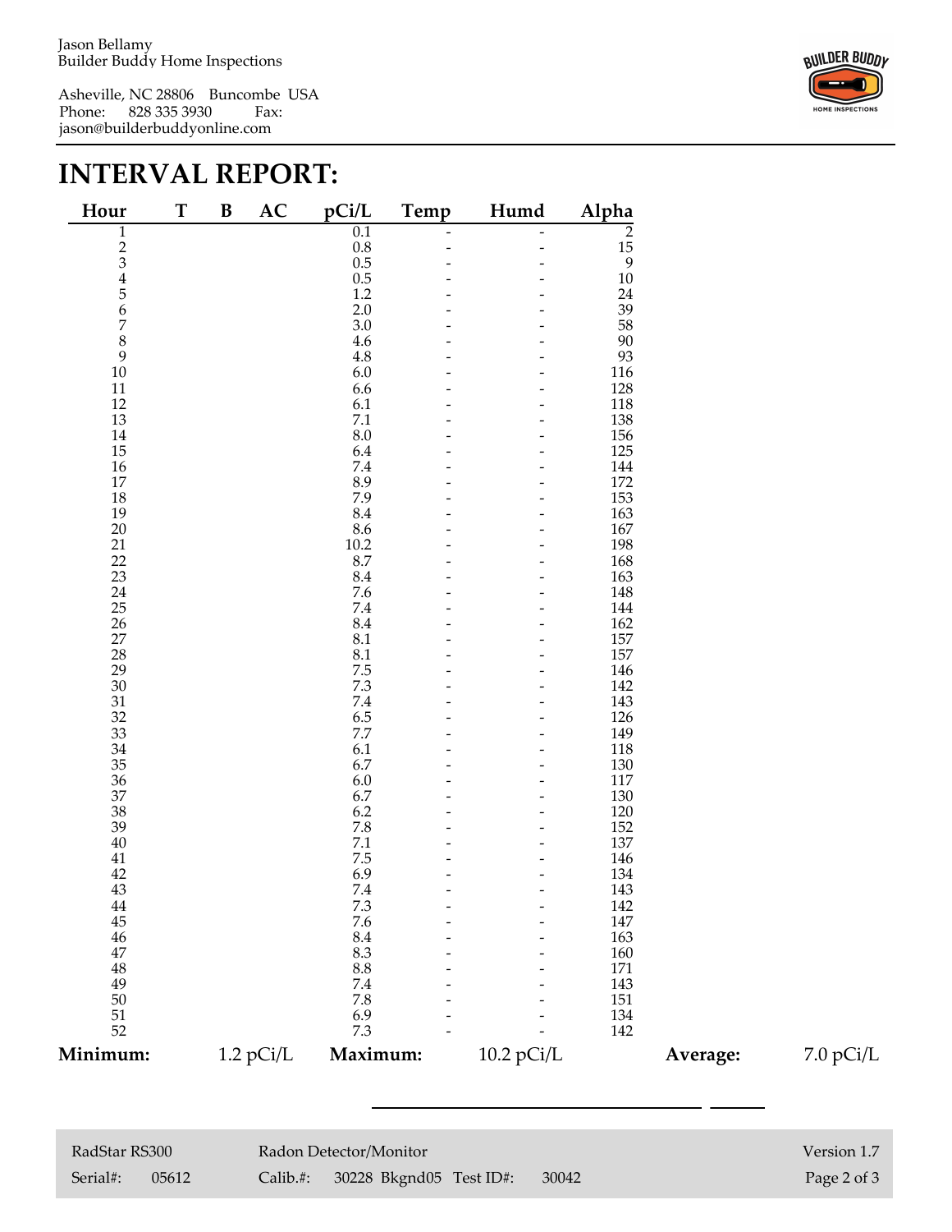Jason Bellamy
Builder Buddy Home Inspections

Asheville, NC 28806 Buncombe USA
Phone: 828 335 3930 Fax:
jason@builderbuddyonline.com

# INTERVAL REPORT:

| Hour | T | B | AC | pCi/L | Temp | Humd | Alpha |
|---|---|---|---|---|---|---|---|
| 1 | | | | 0.1 | - | - | 2 |
| 2 | | | | 0.8 | - | - | 15 |
| 3 | | | | 0.5 | - | - | 9 |
| 4 | | | | 0.5 | - | - | 10 |
| 5 | | | | 1.2 | - | - | 24 |
| 6 | | | | 2.0 | - | - | 39 |
| 7 | | | | 3.0 | - | - | 58 |
| 8 | | | | 4.6 | - | - | 90 |
| 9 | | | | 4.8 | - | - | 93 |
| 10 | | | | 6.0 | - | - | 116 |
| 11 | | | | 6.6 | - | - | 128 |
| 12 | | | | 6.1 | - | - | 118 |
| 13 | | | | 7.1 | - | - | 138 |
| 14 | | | | 8.0 | - | - | 156 |
| 15 | | | | 6.4 | - | - | 125 |
| 16 | | | | 7.4 | - | - | 144 |
| 17 | | | | 8.9 | - | - | 172 |
| 18 | | | | 7.9 | - | - | 153 |
| 19 | | | | 8.4 | - | - | 163 |
| 20 | | | | 8.6 | - | - | 167 |
| 21 | | | | 10.2 | - | - | 198 |
| 22 | | | | 8.7 | - | - | 168 |
| 23 | | | | 8.4 | - | - | 163 |
| 24 | | | | 7.6 | - | - | 148 |
| 25 | | | | 7.4 | - | - | 144 |
| 26 | | | | 8.4 | - | - | 162 |
| 27 | | | | 8.1 | - | - | 157 |
| 28 | | | | 8.1 | - | - | 157 |
| 29 | | | | 7.5 | - | - | 146 |
| 30 | | | | 7.3 | - | - | 142 |
| 31 | | | | 7.4 | - | - | 143 |
| 32 | | | | 6.5 | - | - | 126 |
| 33 | | | | 7.7 | - | - | 149 |
| 34 | | | | 6.1 | - | - | 118 |
| 35 | | | | 6.7 | - | - | 130 |
| 36 | | | | 6.0 | - | - | 117 |
| 37 | | | | 6.7 | - | - | 130 |
| 38 | | | | 6.2 | - | - | 120 |
| 39 | | | | 7.8 | - | - | 152 |
| 40 | | | | 7.1 | - | - | 137 |
| 41 | | | | 7.5 | - | - | 146 |
| 42 | | | | 6.9 | - | - | 134 |
| 43 | | | | 7.4 | - | - | 143 |
| 44 | | | | 7.3 | - | - | 142 |
| 45 | | | | 7.6 | - | - | 147 |
| 46 | | | | 8.4 | - | - | 163 |
| 47 | | | | 8.3 | - | - | 160 |
| 48 | | | | 8.8 | - | - | 171 |
| 49 | | | | 7.4 | - | - | 143 |
| 50 | | | | 7.8 | - | - | 151 |
| 51 | | | | 6.9 | - | - | 134 |
| 52 | | | | 7.3 | - | - | 142 |

**Minimum:** 1.2 pCi/L **Maximum:** 10.2 pCi/L **Average:** 7.0 pCi/L

RadStar RS300 Radon Detector/Monitor Version 1.7
Serial#: 05612 Calib.#: 30228 Bkgnd05 Test ID#: 30042